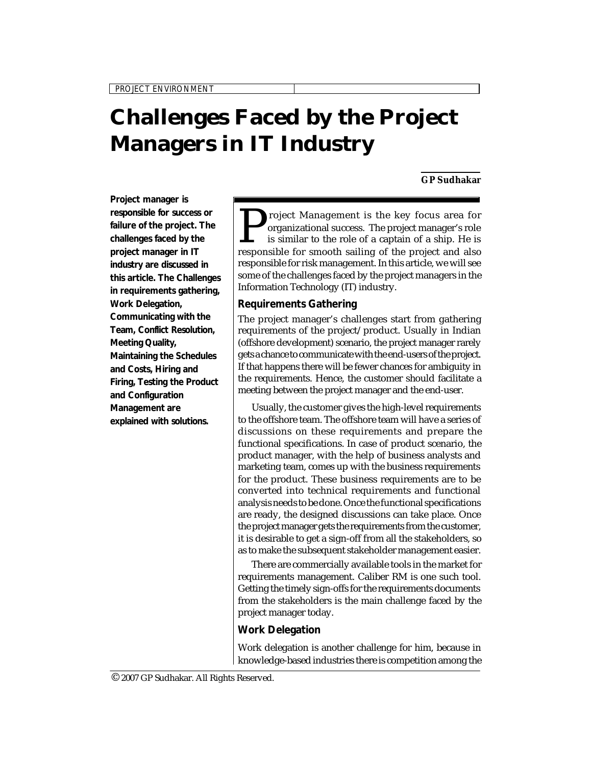PROJECT ENVIRONMENT

# Challenges Faced by the Project Managers in IT Industry

**GP Sudhakar**

**Project manager is responsible for success or failure of the project. The challenges faced by the project manager in IT industry are discussed in this article. The Challenges in requirements gathering, Work Delegation, Communicating with the Team, Conflict Resolution, Meeting Quality, Maintaining the Schedules and Costs, Hiring and Firing, Testing the Product and Configuration Management are explained with solutions.**

Project Management is the key focus area for organizational success. The project manager's role is similar to the role of a captain of a ship. He is responsible for smooth sailing of the project and also responsible for risk management. In this article, we will see some of the challenges faced by the project managers in the Information Technology (IT) industry.

## Requirements Gathering

The project manager's challenges start from gathering requirements of the project/product. Usually in Indian (offshore development) scenario, the project manager rarely gets a chance to communicate with the end-users of the project. If that happens there will be fewer chances for ambiguity in the requirements. Hence, the customer should facilitate a meeting between the project manager and the end-user.

Usually, the customer gives the high-level requirements to the offshore team. The offshore team will have a series of discussions on these requirements and prepare the functional specifications. In case of product scenario, the product manager, with the help of business analysts and marketing team, comes up with the business requirements for the product. These business requirements are to be converted into technical requirements and functional analysis needs to be done. Once the functional specifications are ready, the designed discussions can take place. Once the project manager gets the requirements from the customer, it is desirable to get a sign-off from all the stakeholders, so as to make the subsequent stakeholder management easier.

There are commercially available tools in the market for requirements management. Caliber RM is one such tool. Getting the timely sign-offs for the requirements documents from the stakeholders is the main challenge faced by the project manager today.

## Work Delegation

Work delegation is another challenge for him, because in knowledge-based industries there is competition among the

© 2007 GP Sudhakar. All Rights Reserved.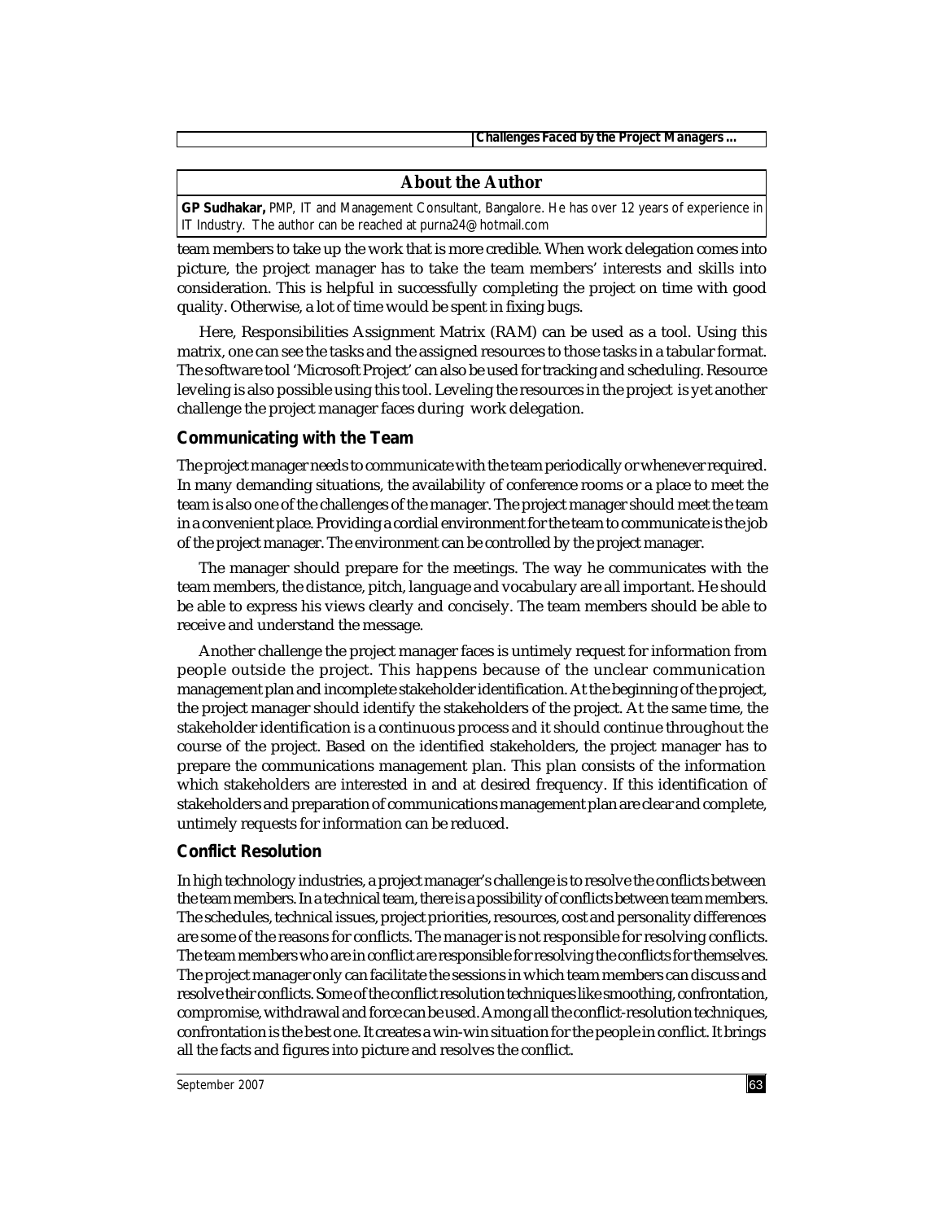## About the Author

**GP Sudhakar,** PMP, IT and Management Consultant, Bangalore. He has over 12 years of experience in IT Industry. The author can be reached at purna24@hotmail.com

team members to take up the work that is more credible. When work delegation comes into picture, the project manager has to take the team members' interests and skills into consideration. This is helpful in successfully completing the project on time with good quality. Otherwise, a lot of time would be spent in fixing bugs.

Here, Responsibilities Assignment Matrix (RAM) can be used as a tool. Using this matrix, one can see the tasks and the assigned resources to those tasks in a tabular format. The software tool 'Microsoft Project' can also be used for tracking and scheduling. Resource leveling is also possible using this tool. Leveling the resources in the project is yet another challenge the project manager faces during work delegation.

### Communicating with the Team

The project manager needs to communicate with the team periodically or whenever required. In many demanding situations, the availability of conference rooms or a place to meet the team is also one of the challenges of the manager. The project manager should meet the team in a convenient place. Providing a cordial environment for the team to communicate is the job of the project manager. The environment can be controlled by the project manager.

The manager should prepare for the meetings. The way he communicates with the team members, the distance, pitch, language and vocabulary are all important. He should be able to express his views clearly and concisely. The team members should be able to receive and understand the message.

Another challenge the project manager faces is untimely request for information from people outside the project. This happens because of the unclear communication management plan and incomplete stakeholder identification. At the beginning of the project, the project manager should identify the stakeholders of the project. At the same time, the stakeholder identification is a continuous process and it should continue throughout the course of the project. Based on the identified stakeholders, the project manager has to prepare the communications management plan. This plan consists of the information which stakeholders are interested in and at desired frequency. If this identification of stakeholders and preparation of communications management plan are clear and complete, untimely requests for information can be reduced.

### Conflict Resolution

In high technology industries, a project manager's challenge is to resolve the conflicts between the team members. In a technical team, there is a possibility of conflicts between team members. The schedules, technical issues, project priorities, resources, cost and personality differences are some of the reasons for conflicts. The manager is not responsible for resolving conflicts. The team members who are in conflict are responsible for resolving the conflicts for themselves. The project manager only can facilitate the sessions in which team members can discuss and resolve their conflicts. Some of the conflict resolution techniques like smoothing, confrontation, compromise, withdrawal and force can be used. Among all the conflict-resolution techniques, confrontation is the best one. It creates a win-win situation for the people in conflict. It brings all the facts and figures into picture and resolves the conflict.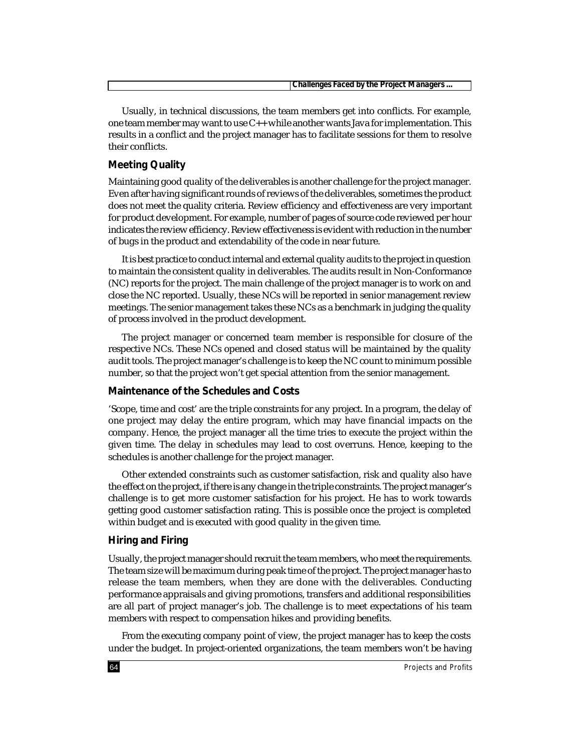Usually, in technical discussions, the team members get into conflicts. For example, one team member may want to use C++ while another wants Java for implementation. This results in a conflict and the project manager has to facilitate sessions for them to resolve their conflicts.

## Meeting Quality

Maintaining good quality of the deliverables is another challenge for the project manager. Even after having significant rounds of reviews of the deliverables, sometimes the product does not meet the quality criteria. Review efficiency and effectiveness are very important for product development. For example, number of pages of source code reviewed per hour indicates the review efficiency. Review effectiveness is evident with reduction in the number of bugs in the product and extendability of the code in near future.

It is best practice to conduct internal and external quality audits to the project in question to maintain the consistent quality in deliverables. The audits result in Non-Conformance (NC) reports for the project. The main challenge of the project manager is to work on and close the NC reported. Usually, these NCs will be reported in senior management review meetings. The senior management takes these NCs as a benchmark in judging the quality of process involved in the product development.

The project manager or concerned team member is responsible for closure of the respective NCs. These NCs opened and closed status will be maintained by the quality audit tools. The project manager's challenge is to keep the NC count to minimum possible number, so that the project won't get special attention from the senior management.

## Maintenance of the Schedules and Costs

'Scope, time and cost' are the triple constraints for any project. In a program, the delay of one project may delay the entire program, which may have financial impacts on the company. Hence, the project manager all the time tries to execute the project within the given time. The delay in schedules may lead to cost overruns. Hence, keeping to the schedules is another challenge for the project manager.

Other extended constraints such as customer satisfaction, risk and quality also have the effect on the project, if there is any change in the triple constraints. The project manager's challenge is to get more customer satisfaction for his project. He has to work towards getting good customer satisfaction rating. This is possible once the project is completed within budget and is executed with good quality in the given time.

## Hiring and Firing

Usually, the project manager should recruit the team members, who meet the requirements. The team size will be maximum during peak time of the project. The project manager has to release the team members, when they are done with the deliverables. Conducting performance appraisals and giving promotions, transfers and additional responsibilities are all part of project manager's job. The challenge is to meet expectations of his team members with respect to compensation hikes and providing benefits.

From the executing company point of view, the project manager has to keep the costs under the budget. In project-oriented organizations, the team members won't be having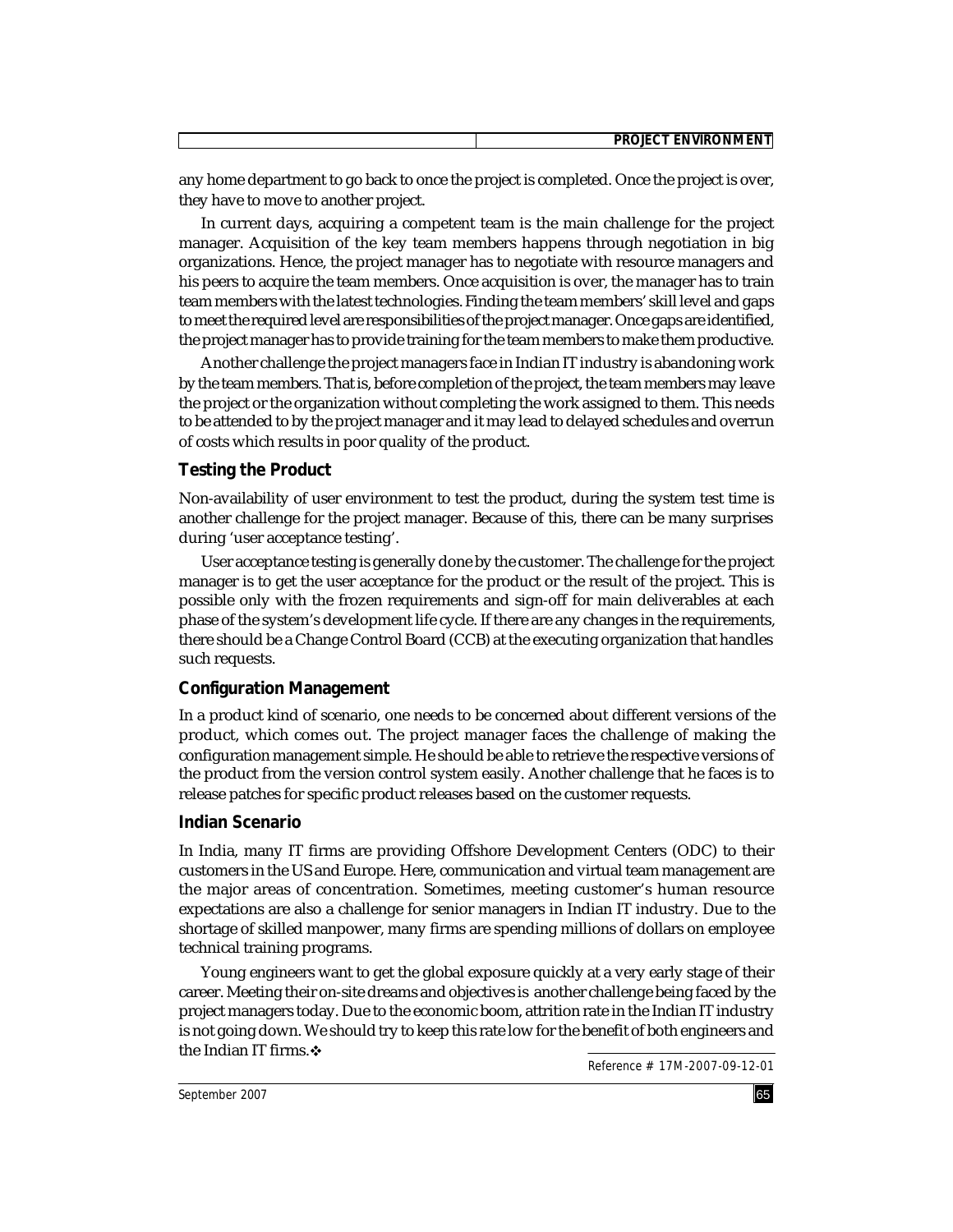any home department to go back to once the project is completed. Once the project is over, they have to move to another project.

In current days, acquiring a competent team is the main challenge for the project manager. Acquisition of the key team members happens through negotiation in big organizations. Hence, the project manager has to negotiate with resource managers and his peers to acquire the team members. Once acquisition is over, the manager has to train team members with the latest technologies. Finding the team members' skill level and gaps to meet the required level are responsibilities of the project manager. Once gaps are identified, the project manager has to provide training for the team members to make them productive.

Another challenge the project managers face in Indian IT industry is abandoning work by the team members. That is, before completion of the project, the team members may leave the project or the organization without completing the work assigned to them. This needs to be attended to by the project manager and it may lead to delayed schedules and overrun of costs which results in poor quality of the product.

### Testing the Product

Non-availability of user environment to test the product, during the system test time is another challenge for the project manager. Because of this, there can be many surprises during 'user acceptance testing'.

User acceptance testing is generally done by the customer. The challenge for the project manager is to get the user acceptance for the product or the result of the project. This is possible only with the frozen requirements and sign-off for main deliverables at each phase of the system's development life cycle. If there are any changes in the requirements, there should be a Change Control Board (CCB) at the executing organization that handles such requests.

### Configuration Management

In a product kind of scenario, one needs to be concerned about different versions of the product, which comes out. The project manager faces the challenge of making the configuration management simple. He should be able to retrieve the respective versions of the product from the version control system easily. Another challenge that he faces is to release patches for specific product releases based on the customer requests.

### Indian Scenario

In India, many IT firms are providing Offshore Development Centers (ODC) to their customers in the US and Europe. Here, communication and virtual team management are the major areas of concentration. Sometimes, meeting customer's human resource expectations are also a challenge for senior managers in Indian IT industry. Due to the shortage of skilled manpower, many firms are spending millions of dollars on employee technical training programs.

Young engineers want to get the global exposure quickly at a very early stage of their career. Meeting their on-site dreams and objectives is another challenge being faced by the project managers today. Due to the economic boom, attrition rate in the Indian IT industry is not going down. We should try to keep this rate low for the benefit of both engineers and the Indian IT firms.❖

Reference # 17M-2007-09-12-01